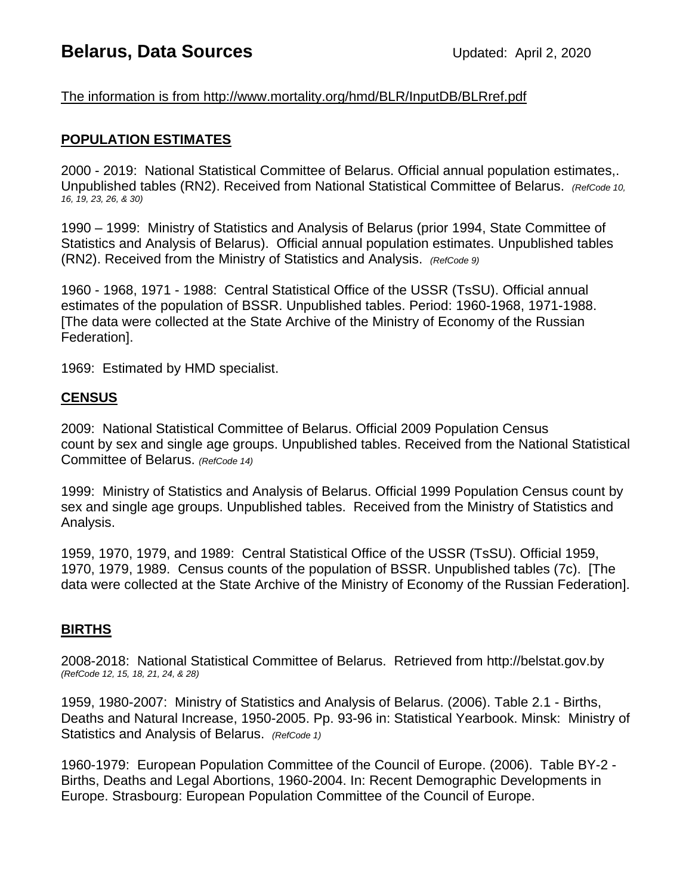# Belarus, Data Sources

Updated: April 2, 2020

The information is from http://www.mortality.org/hmd/BLR/InputDB/BLRref.pdf

## POPULATION ESTIMATES

2000 - 2019: National Statistical Committee of Belarus. Official annual population estimates,. Unpublished tables (RN2). Received from National Statistical Committee of Belarus. *(RefCode 10, 16, 19, 23, 26, & 30)*

1990 – 1999: Ministry of Statistics and Analysis of Belarus (prior 1994, State Committee of Statistics and Analysis of Belarus). Official annual population estimates. Unpublished tables (RN2). Received from the Ministry of Statistics and Analysis. *(RefCode 9)*

1960 - 1968, 1971 - 1988: Central Statistical Office of the USSR (TsSU). Official annual estimates of the population of BSSR. Unpublished tables. Period: 1960-1968, 1971-1988. [The data were collected at the State Archive of the Ministry of Economy of the Russian Federation].

1969: Estimated by HMD specialist.

## CENSUS

2009: National Statistical Committee of Belarus. Official 2009 Population Census count by sex and single age groups. Unpublished tables. Received from the National Statistical Committee of Belarus. *(RefCode 14)*

1999: Ministry of Statistics and Analysis of Belarus. Official 1999 Population Census count by sex and single age groups. Unpublished tables. Received from the Ministry of Statistics and Analysis.

1959, 1970, 1979, and 1989: Central Statistical Office of the USSR (TsSU). Official 1959, 1970, 1979, 1989. Census counts of the population of BSSR. Unpublished tables (7c). [The data were collected at the State Archive of the Ministry of Economy of the Russian Federation].

## BIRTHS

2008-2018: National Statistical Committee of Belarus. Retrieved from http://belstat.gov.by *(RefCode 12, 15, 18, 21, 24, & 28)*

1959, 1980-2007: Ministry of Statistics and Analysis of Belarus. (2006). Table 2.1 - Births, Deaths and Natural Increase, 1950-2005. Pp. 93-96 in: Statistical Yearbook. Minsk: Ministry of Statistics and Analysis of Belarus. *(RefCode 1)*

1960-1979: European Population Committee of the Council of Europe. (2006). Table BY-2 - Births, Deaths and Legal Abortions, 1960-2004. In: Recent Demographic Developments in Europe. Strasbourg: European Population Committee of the Council of Europe.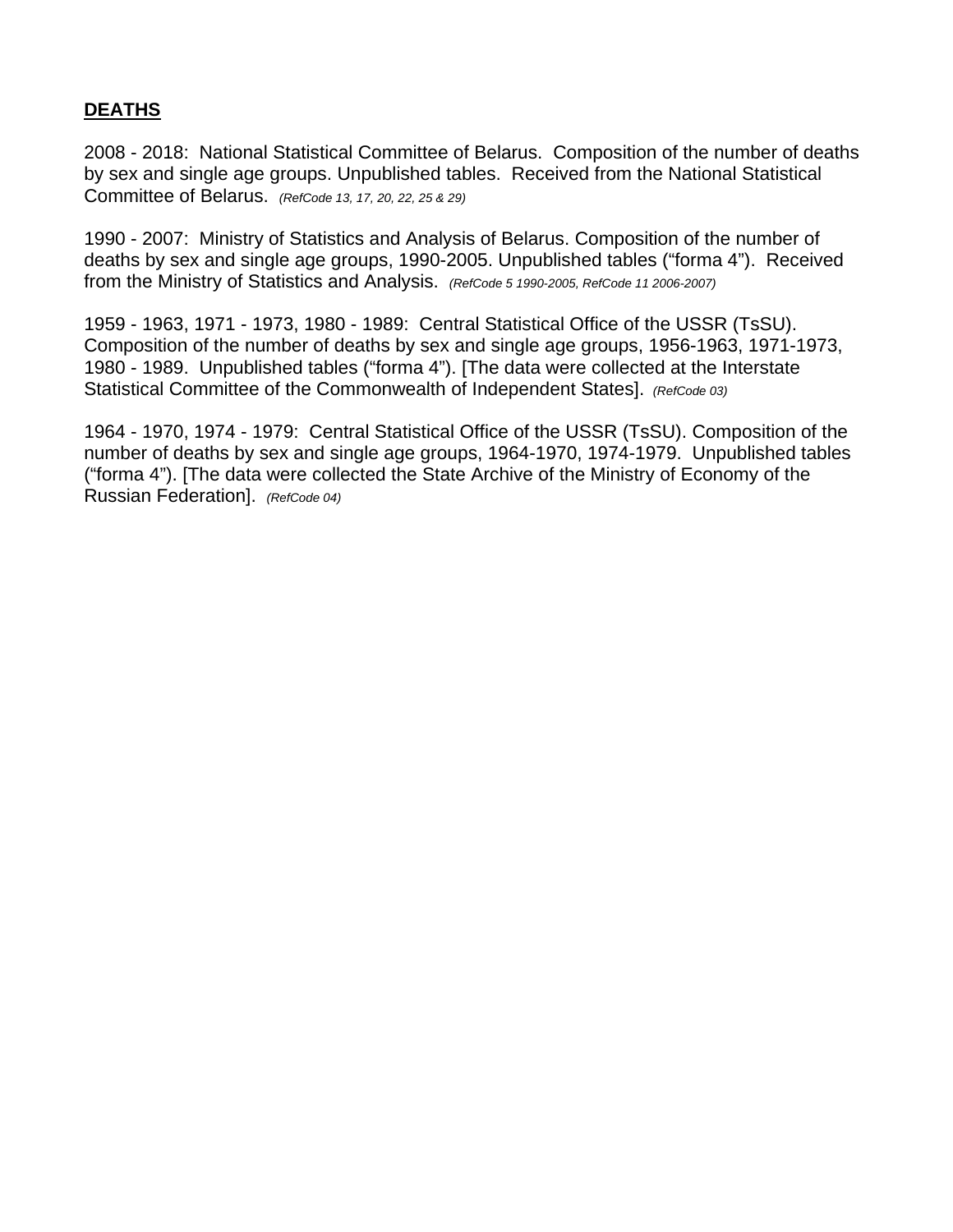**DEATHS**

2008 - 2018: National Statistical Committee of Belarus. Composition of the number of deaths by sex and single age groups. Unpublished tables. Received from the National Statistical Committee of Belarus. *(RefCode 13, 17, 20, 22, 25 & 29)*

1990 - 2007: Ministry of Statistics and Analysis of Belarus. Composition of the number of deaths by sex and single age groups, 1990-2005. Unpublished tables ("forma 4"). Received from the Ministry of Statistics and Analysis. *(RefCode 5 1990-2005, RefCode 11 2006-2007)*

1959 - 1963, 1971 - 1973, 1980 - 1989: Central Statistical Office of the USSR (TsSU). Composition of the number of deaths by sex and single age groups, 1956-1963, 1971-1973, 1980 - 1989. Unpublished tables ("forma 4"). [The data were collected at the Interstate Statistical Committee of the Commonwealth of Independent States]. *(RefCode 03)*

1964 - 1970, 1974 - 1979: Central Statistical Office of the USSR (TsSU). Composition of the number of deaths by sex and single age groups, 1964-1970, 1974-1979. Unpublished tables ("forma 4"). [The data were collected the State Archive of the Ministry of Economy of the Russian Federation]. *(RefCode 04)*